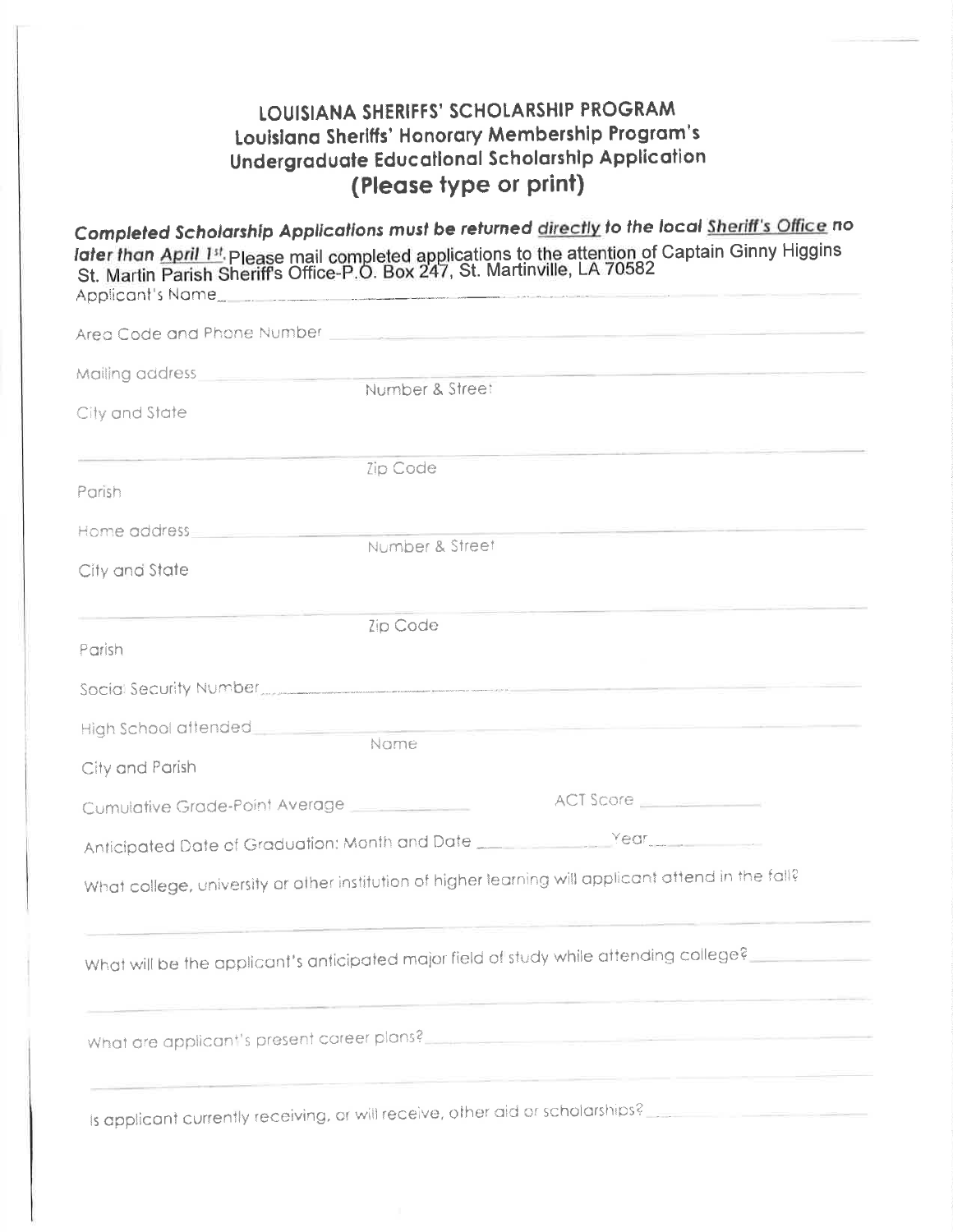## LOUISIANA SHERIFFS' SCHOLARSHIP PROGRAM
### Louisiana Sheriffs' Honorary Membership Program's
### Undergraduate Educational Scholarship Application
### (Please type or print)

***Completed Scholarship Applications must be returned directly to the local Sheriff's Office no later than April 1st.*** Please mail completed applications to the attention of Captain Ginny Higgins St. Martin Parish Sheriff's Office-P.O. Box 247, St. Martinville, LA 70582

Applicant's Name_______________________________________________

Area Code and Phone Number _______________________________________________

Mailing address _______________________________________________
Number & Street

City and State

_______________________________________________
Zip Code

Parish

Home address _______________________________________________
Number & Street

City and State

_______________________________________________
Zip Code

Parish

Social Security Number_______________________________________________

High School attended_______________________________________________
Name

City and Parish

Cumulative Grade-Point Average _____________ ACT Score _____________

Anticipated Date of Graduation: Month and Date _____________ Year_____________

What college, university or other institution of higher learning will applicant attend in the fall?

_______________________________________________

What will be the applicant's anticipated major field of study while attending college?_____________

_______________________________________________

What are applicant's present career plans?_______________________________________________

_______________________________________________

Is applicant currently receiving, or will receive, other aid or scholarships?_____________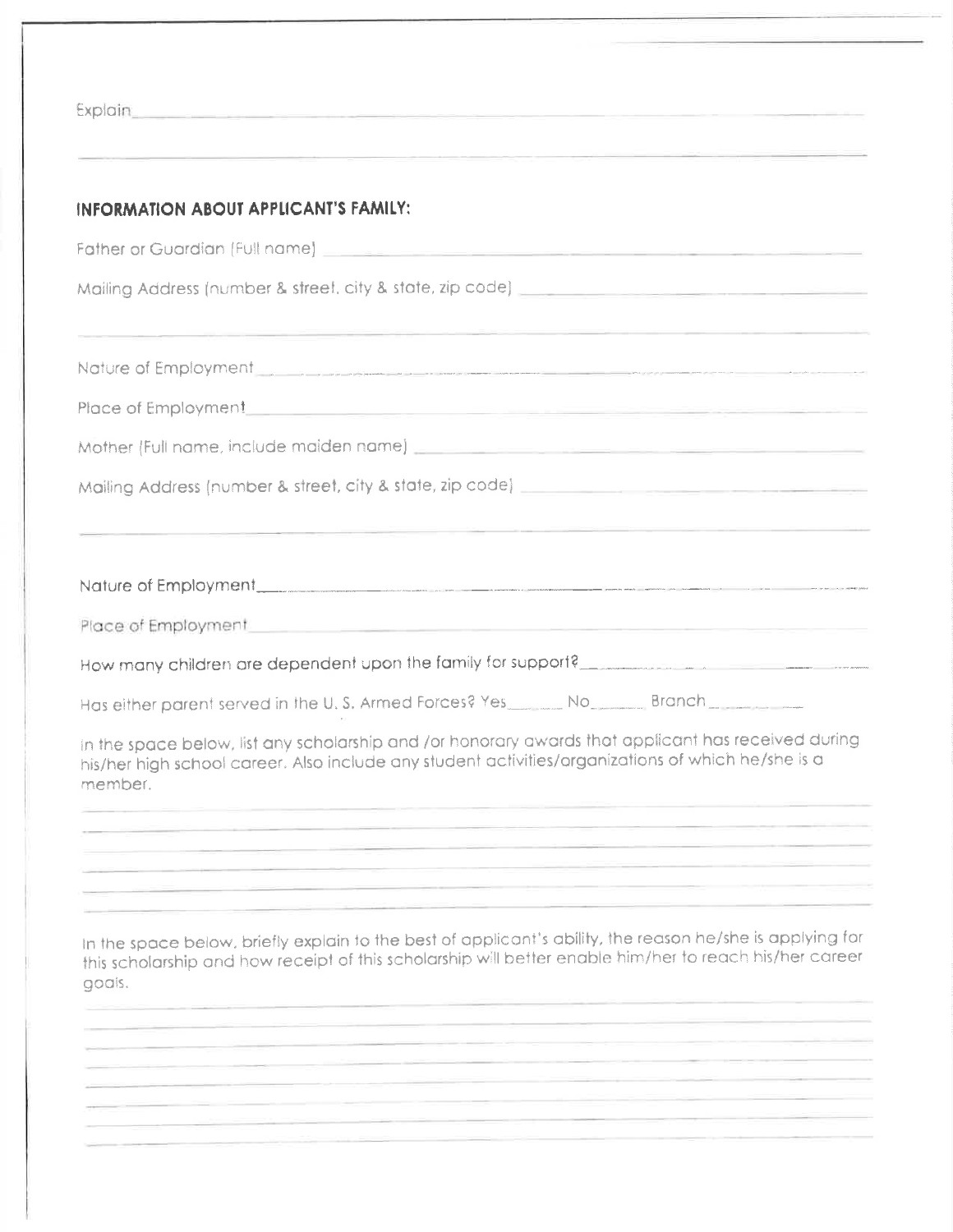Explain\_\_\_\_\_\_\_\_\_\_\_\_\_\_\_\_\_\_\_\_\_\_\_\_\_\_\_\_\_\_\_\_\_\_\_\_\_\_\_\_\_\_\_\_\_\_\_\_\_\_\_\_\_\_\_\_\_\_\_\_

\_\_\_\_\_\_\_\_\_\_\_\_\_\_\_\_\_\_\_\_\_\_\_\_\_\_\_\_\_\_\_\_\_\_\_\_\_\_\_\_\_\_\_\_\_\_\_\_\_\_\_\_\_\_\_\_\_\_\_\_\_\_\_\_\_\_\_

**INFORMATION ABOUT APPLICANT'S FAMILY:**

Father or Guardian (Full name) \_\_\_\_\_\_\_\_\_\_\_\_\_\_\_\_\_\_\_\_\_\_\_\_\_\_\_\_\_\_\_\_\_\_\_\_\_\_\_\_\_\_\_\_

Mailing Address (number & street, city & state, zip code) \_\_\_\_\_\_\_\_\_\_\_\_\_\_\_\_\_\_\_\_\_\_\_\_\_\_

\_\_\_\_\_\_\_\_\_\_\_\_\_\_\_\_\_\_\_\_\_\_\_\_\_\_\_\_\_\_\_\_\_\_\_\_\_\_\_\_\_\_\_\_\_\_\_\_\_\_\_\_\_\_\_\_\_\_\_\_\_\_\_\_\_\_\_

Nature of Employment\_\_\_\_\_\_\_\_\_\_\_\_\_\_\_\_\_\_\_\_\_\_\_\_\_\_\_\_\_\_\_\_\_\_\_\_\_\_\_\_\_\_\_\_\_\_\_\_\_\_\_

Place of Employment\_\_\_\_\_\_\_\_\_\_\_\_\_\_\_\_\_\_\_\_\_\_\_\_\_\_\_\_\_\_\_\_\_\_\_\_\_\_\_\_\_\_\_\_\_\_\_\_\_\_\_\_

Mother (Full name, include maiden name) \_\_\_\_\_\_\_\_\_\_\_\_\_\_\_\_\_\_\_\_\_\_\_\_\_\_\_\_\_\_\_\_\_\_\_\_

Mailing Address (number & street, city & state, zip code) \_\_\_\_\_\_\_\_\_\_\_\_\_\_\_\_\_\_\_\_\_\_\_\_\_\_

\_\_\_\_\_\_\_\_\_\_\_\_\_\_\_\_\_\_\_\_\_\_\_\_\_\_\_\_\_\_\_\_\_\_\_\_\_\_\_\_\_\_\_\_\_\_\_\_\_\_\_\_\_\_\_\_\_\_\_\_\_\_\_\_\_\_\_

Nature of Employment\_\_\_\_\_\_\_\_\_\_\_\_\_\_\_\_\_\_\_\_\_\_\_\_\_\_\_\_\_\_\_\_\_\_\_\_\_\_\_\_\_\_\_\_\_\_\_\_\_\_\_

Place of Employment\_\_\_\_\_\_\_\_\_\_\_\_\_\_\_\_\_\_\_\_\_\_\_\_\_\_\_\_\_\_\_\_\_\_\_\_\_\_\_\_\_\_\_\_\_\_\_\_\_\_\_\_

How many children are dependent upon the family for support?\_\_\_\_\_\_\_\_\_\_\_\_\_\_\_\_\_\_\_\_\_\_

Has either parent served in the U. S. Armed Forces? Yes\_\_\_\_\_\_ No\_\_\_\_\_\_ Branch\_\_\_\_\_\_\_\_\_\_

In the space below, list any scholarship and /or honorary awards that applicant has received during his/her high school career. Also include any student activities/organizations of which he/she is a member.

\_\_\_\_\_\_\_\_\_\_\_\_\_\_\_\_\_\_\_\_\_\_\_\_\_\_\_\_\_\_\_\_\_\_\_\_\_\_\_\_\_\_\_\_\_\_\_\_\_\_\_\_\_\_\_\_\_\_\_\_\_\_\_\_\_\_\_

\_\_\_\_\_\_\_\_\_\_\_\_\_\_\_\_\_\_\_\_\_\_\_\_\_\_\_\_\_\_\_\_\_\_\_\_\_\_\_\_\_\_\_\_\_\_\_\_\_\_\_\_\_\_\_\_\_\_\_\_\_\_\_\_\_\_\_

\_\_\_\_\_\_\_\_\_\_\_\_\_\_\_\_\_\_\_\_\_\_\_\_\_\_\_\_\_\_\_\_\_\_\_\_\_\_\_\_\_\_\_\_\_\_\_\_\_\_\_\_\_\_\_\_\_\_\_\_\_\_\_\_\_\_\_

\_\_\_\_\_\_\_\_\_\_\_\_\_\_\_\_\_\_\_\_\_\_\_\_\_\_\_\_\_\_\_\_\_\_\_\_\_\_\_\_\_\_\_\_\_\_\_\_\_\_\_\_\_\_\_\_\_\_\_\_\_\_\_\_\_\_\_

\_\_\_\_\_\_\_\_\_\_\_\_\_\_\_\_\_\_\_\_\_\_\_\_\_\_\_\_\_\_\_\_\_\_\_\_\_\_\_\_\_\_\_\_\_\_\_\_\_\_\_\_\_\_\_\_\_\_\_\_\_\_\_\_\_\_\_

\_\_\_\_\_\_\_\_\_\_\_\_\_\_\_\_\_\_\_\_\_\_\_\_\_\_\_\_\_\_\_\_\_\_\_\_\_\_\_\_\_\_\_\_\_\_\_\_\_\_\_\_\_\_\_\_\_\_\_\_\_\_\_\_\_\_\_

In the space below, briefly explain to the best of applicant's ability, the reason he/she is applying for this scholarship and how receipt of this scholarship will better enable him/her to reach his/her career goals.

\_\_\_\_\_\_\_\_\_\_\_\_\_\_\_\_\_\_\_\_\_\_\_\_\_\_\_\_\_\_\_\_\_\_\_\_\_\_\_\_\_\_\_\_\_\_\_\_\_\_\_\_\_\_\_\_\_\_\_\_\_\_\_\_\_\_\_

\_\_\_\_\_\_\_\_\_\_\_\_\_\_\_\_\_\_\_\_\_\_\_\_\_\_\_\_\_\_\_\_\_\_\_\_\_\_\_\_\_\_\_\_\_\_\_\_\_\_\_\_\_\_\_\_\_\_\_\_\_\_\_\_\_\_\_

\_\_\_\_\_\_\_\_\_\_\_\_\_\_\_\_\_\_\_\_\_\_\_\_\_\_\_\_\_\_\_\_\_\_\_\_\_\_\_\_\_\_\_\_\_\_\_\_\_\_\_\_\_\_\_\_\_\_\_\_\_\_\_\_\_\_\_

\_\_\_\_\_\_\_\_\_\_\_\_\_\_\_\_\_\_\_\_\_\_\_\_\_\_\_\_\_\_\_\_\_\_\_\_\_\_\_\_\_\_\_\_\_\_\_\_\_\_\_\_\_\_\_\_\_\_\_\_\_\_\_\_\_\_\_

\_\_\_\_\_\_\_\_\_\_\_\_\_\_\_\_\_\_\_\_\_\_\_\_\_\_\_\_\_\_\_\_\_\_\_\_\_\_\_\_\_\_\_\_\_\_\_\_\_\_\_\_\_\_\_\_\_\_\_\_\_\_\_\_\_\_\_

\_\_\_\_\_\_\_\_\_\_\_\_\_\_\_\_\_\_\_\_\_\_\_\_\_\_\_\_\_\_\_\_\_\_\_\_\_\_\_\_\_\_\_\_\_\_\_\_\_\_\_\_\_\_\_\_\_\_\_\_\_\_\_\_\_\_\_

\_\_\_\_\_\_\_\_\_\_\_\_\_\_\_\_\_\_\_\_\_\_\_\_\_\_\_\_\_\_\_\_\_\_\_\_\_\_\_\_\_\_\_\_\_\_\_\_\_\_\_\_\_\_\_\_\_\_\_\_\_\_\_\_\_\_\_

\_\_\_\_\_\_\_\_\_\_\_\_\_\_\_\_\_\_\_\_\_\_\_\_\_\_\_\_\_\_\_\_\_\_\_\_\_\_\_\_\_\_\_\_\_\_\_\_\_\_\_\_\_\_\_\_\_\_\_\_\_\_\_\_\_\_\_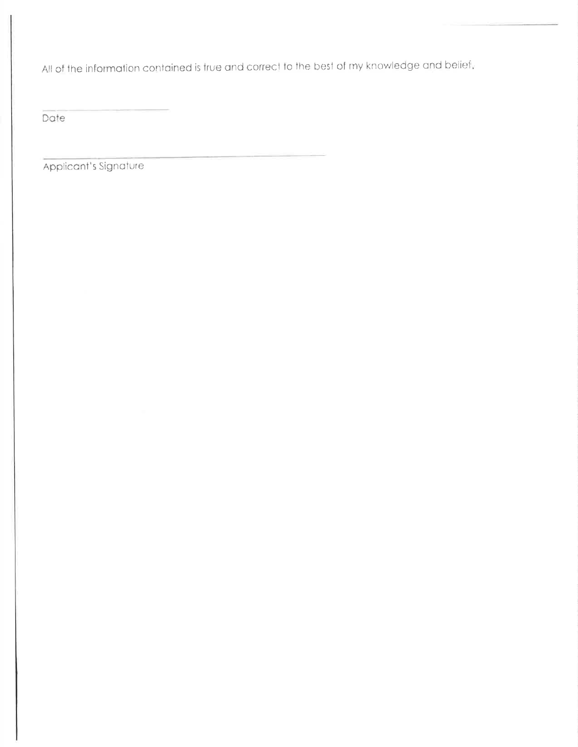All of the information contained is true and correct to the best of my knowledge and belief.

______________________
Date

______________________________________
Applicant's Signature